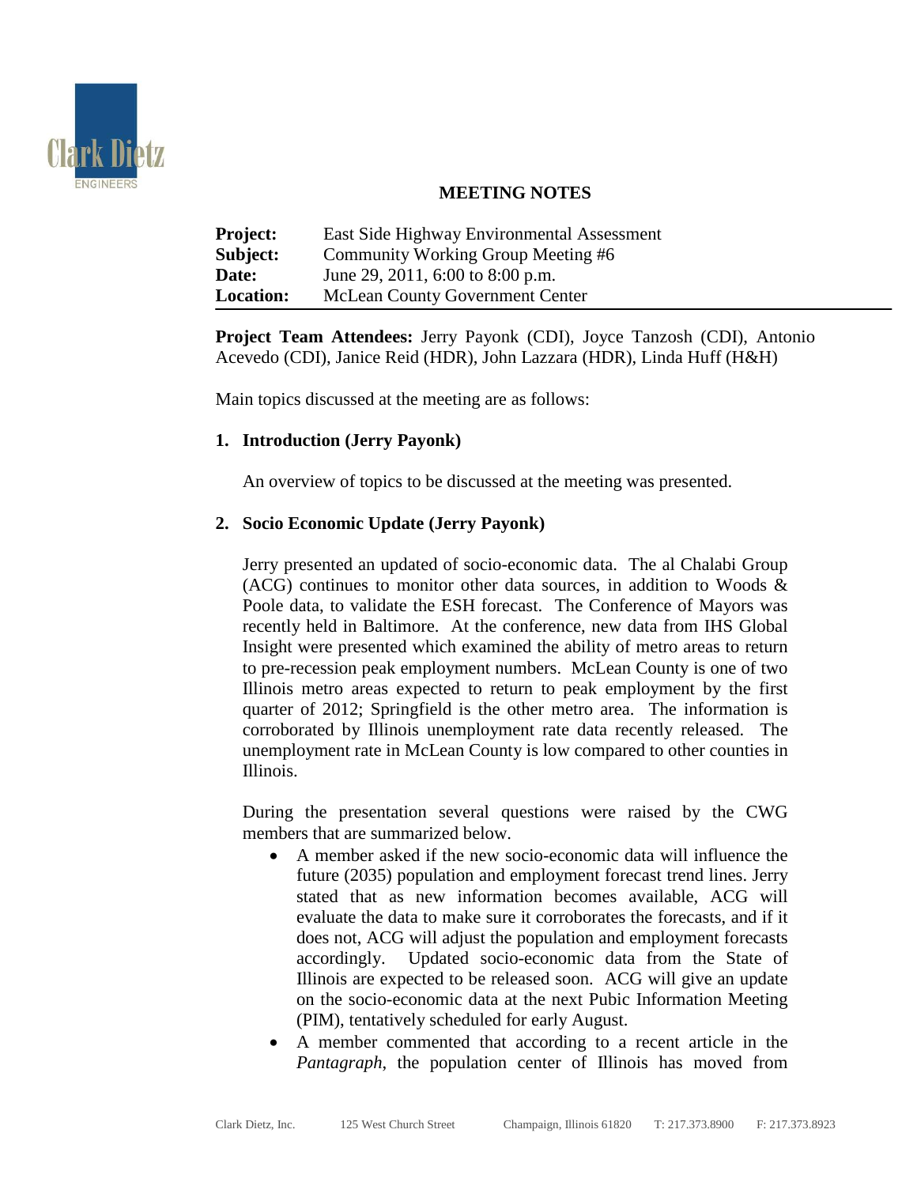## MEETING NOTES

**Project:** East Side Highway Environmental Assessment
**Subject:** Community Working Group Meeting #6
**Date:** June 29, 2011, 6:00 to 8:00 p.m.
**Location:** McLean County Government Center

**Project Team Attendees:** Jerry Payonk (CDI), Joyce Tanzosh (CDI), Antonio Acevedo (CDI), Janice Reid (HDR), John Lazzara (HDR), Linda Huff (H&H)

Main topics discussed at the meeting are as follows:

1. **Introduction (Jerry Payonk)**

   An overview of topics to be discussed at the meeting was presented.

2. **Socio Economic Update (Jerry Payonk)**

   Jerry presented an updated of socio-economic data. The al Chalabi Group (ACG) continues to monitor other data sources, in addition to Woods & Poole data, to validate the ESH forecast. The Conference of Mayors was recently held in Baltimore. At the conference, new data from IHS Global Insight were presented which examined the ability of metro areas to return to pre-recession peak employment numbers. McLean County is one of two Illinois metro areas expected to return to peak employment by the first quarter of 2012; Springfield is the other metro area. The information is corroborated by Illinois unemployment rate data recently released. The unemployment rate in McLean County is low compared to other counties in Illinois.

   During the presentation several questions were raised by the CWG members that are summarized below.

   - A member asked if the new socio-economic data will influence the future (2035) population and employment forecast trend lines. Jerry stated that as new information becomes available, ACG will evaluate the data to make sure it corroborates the forecasts, and if it does not, ACG will adjust the population and employment forecasts accordingly. Updated socio-economic data from the State of Illinois are expected to be released soon. ACG will give an update on the socio-economic data at the next Pubic Information Meeting (PIM), tentatively scheduled for early August.
   - A member commented that according to a recent article in the *Pantagraph*, the population center of Illinois has moved from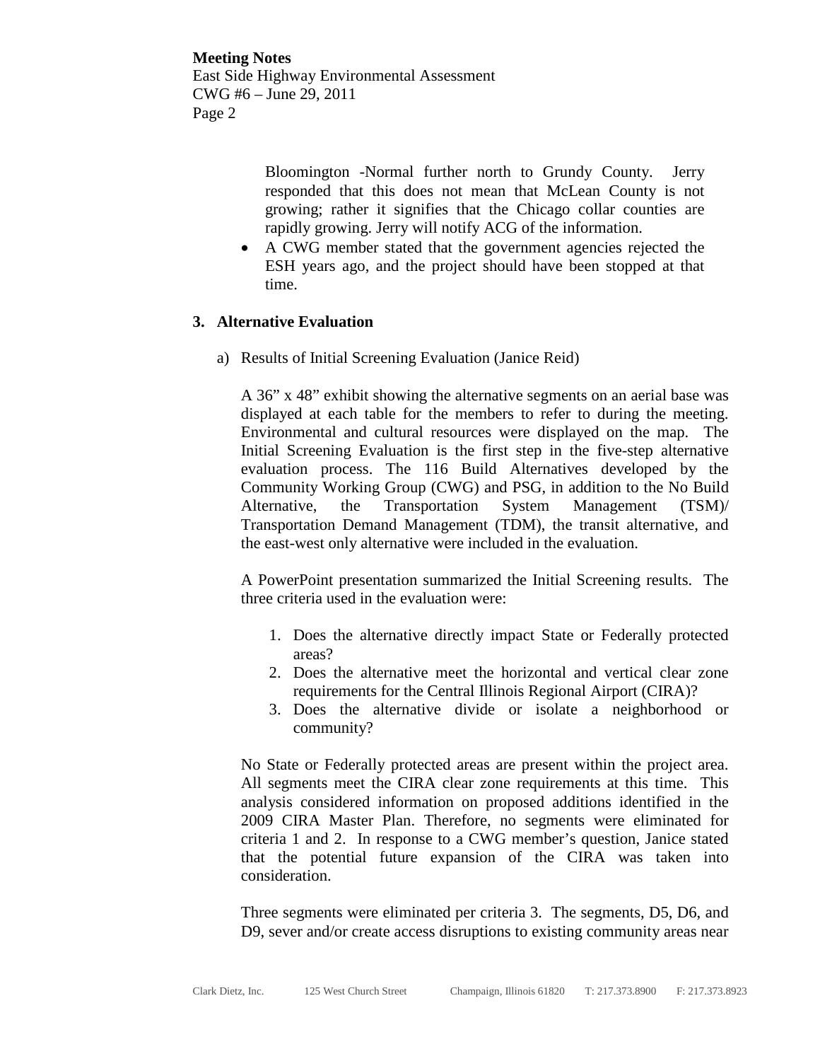Bloomington -Normal further north to Grundy County. Jerry responded that this does not mean that McLean County is not growing; rather it signifies that the Chicago collar counties are rapidly growing. Jerry will notify ACG of the information.

- A CWG member stated that the government agencies rejected the ESH years ago, and the project should have been stopped at that time.

## 3. Alternative Evaluation

a) Results of Initial Screening Evaluation (Janice Reid)

A 36" x 48" exhibit showing the alternative segments on an aerial base was displayed at each table for the members to refer to during the meeting. Environmental and cultural resources were displayed on the map. The Initial Screening Evaluation is the first step in the five-step alternative evaluation process. The 116 Build Alternatives developed by the Community Working Group (CWG) and PSG, in addition to the No Build Alternative, the Transportation System Management (TSM)/ Transportation Demand Management (TDM), the transit alternative, and the east-west only alternative were included in the evaluation.

A PowerPoint presentation summarized the Initial Screening results. The three criteria used in the evaluation were:

1. Does the alternative directly impact State or Federally protected areas?
2. Does the alternative meet the horizontal and vertical clear zone requirements for the Central Illinois Regional Airport (CIRA)?
3. Does the alternative divide or isolate a neighborhood or community?

No State or Federally protected areas are present within the project area. All segments meet the CIRA clear zone requirements at this time. This analysis considered information on proposed additions identified in the 2009 CIRA Master Plan. Therefore, no segments were eliminated for criteria 1 and 2. In response to a CWG member's question, Janice stated that the potential future expansion of the CIRA was taken into consideration.

Three segments were eliminated per criteria 3. The segments, D5, D6, and D9, sever and/or create access disruptions to existing community areas near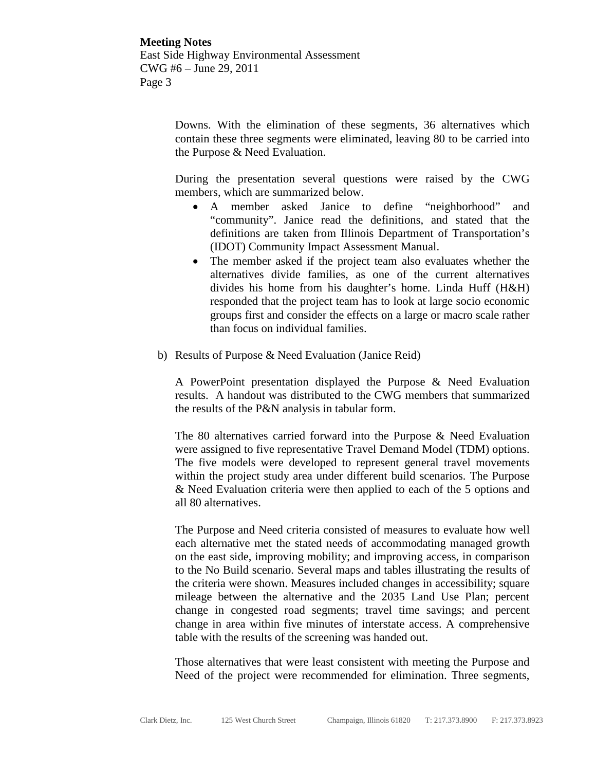Downs. With the elimination of these segments, 36 alternatives which contain these three segments were eliminated, leaving 80 to be carried into the Purpose & Need Evaluation.

During the presentation several questions were raised by the CWG members, which are summarized below.

- A member asked Janice to define "neighborhood" and "community". Janice read the definitions, and stated that the definitions are taken from Illinois Department of Transportation's (IDOT) Community Impact Assessment Manual.
- The member asked if the project team also evaluates whether the alternatives divide families, as one of the current alternatives divides his home from his daughter's home. Linda Huff (H&H) responded that the project team has to look at large socio economic groups first and consider the effects on a large or macro scale rather than focus on individual families.

b) Results of Purpose & Need Evaluation (Janice Reid)

A PowerPoint presentation displayed the Purpose & Need Evaluation results. A handout was distributed to the CWG members that summarized the results of the P&N analysis in tabular form.

The 80 alternatives carried forward into the Purpose & Need Evaluation were assigned to five representative Travel Demand Model (TDM) options. The five models were developed to represent general travel movements within the project study area under different build scenarios. The Purpose & Need Evaluation criteria were then applied to each of the 5 options and all 80 alternatives.

The Purpose and Need criteria consisted of measures to evaluate how well each alternative met the stated needs of accommodating managed growth on the east side, improving mobility; and improving access, in comparison to the No Build scenario. Several maps and tables illustrating the results of the criteria were shown. Measures included changes in accessibility; square mileage between the alternative and the 2035 Land Use Plan; percent change in congested road segments; travel time savings; and percent change in area within five minutes of interstate access. A comprehensive table with the results of the screening was handed out.

Those alternatives that were least consistent with meeting the Purpose and Need of the project were recommended for elimination. Three segments,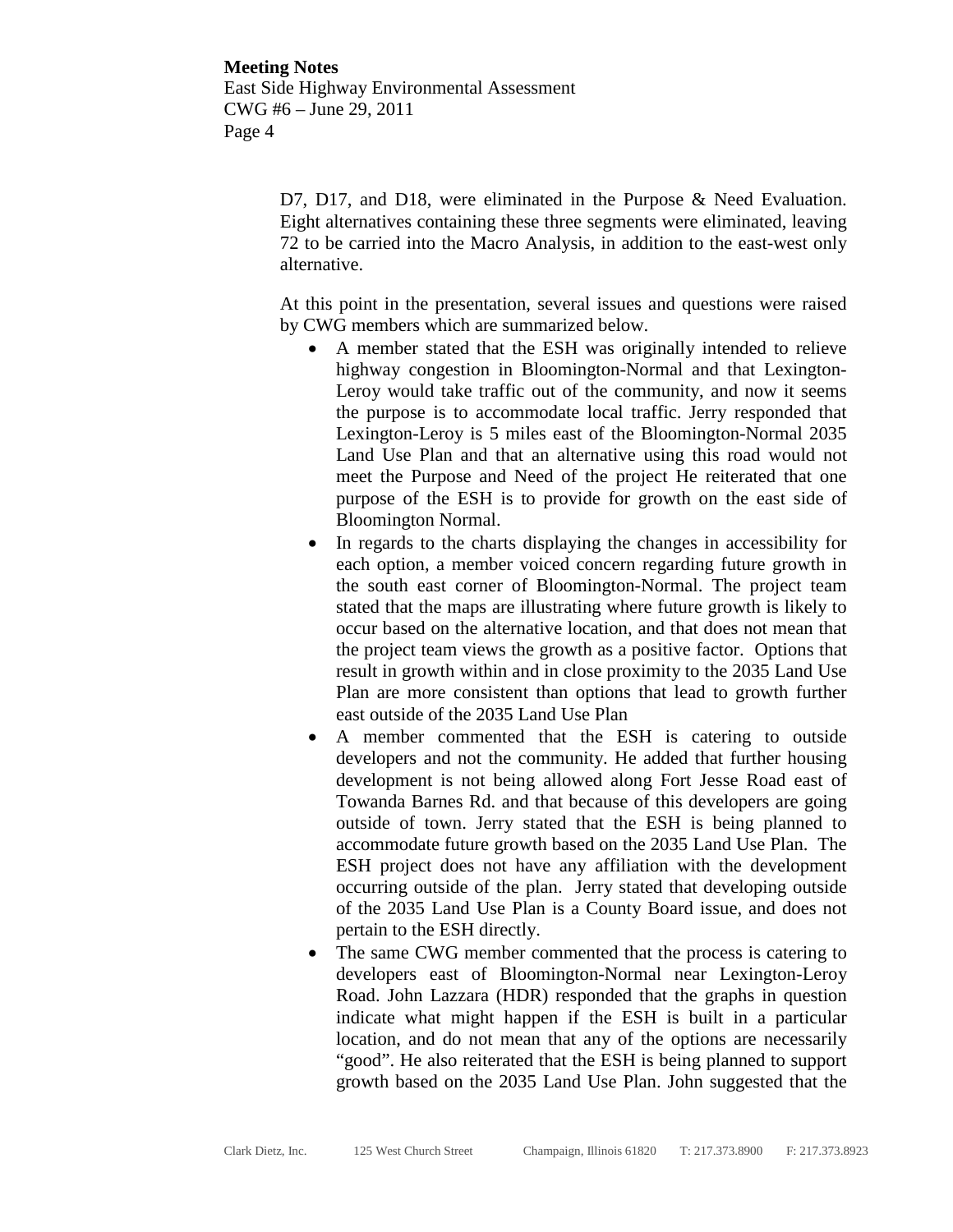D7, D17, and D18, were eliminated in the Purpose & Need Evaluation. Eight alternatives containing these three segments were eliminated, leaving 72 to be carried into the Macro Analysis, in addition to the east-west only alternative.

At this point in the presentation, several issues and questions were raised by CWG members which are summarized below.

- A member stated that the ESH was originally intended to relieve highway congestion in Bloomington-Normal and that Lexington-Leroy would take traffic out of the community, and now it seems the purpose is to accommodate local traffic. Jerry responded that Lexington-Leroy is 5 miles east of the Bloomington-Normal 2035 Land Use Plan and that an alternative using this road would not meet the Purpose and Need of the project He reiterated that one purpose of the ESH is to provide for growth on the east side of Bloomington Normal.
- In regards to the charts displaying the changes in accessibility for each option, a member voiced concern regarding future growth in the south east corner of Bloomington-Normal. The project team stated that the maps are illustrating where future growth is likely to occur based on the alternative location, and that does not mean that the project team views the growth as a positive factor. Options that result in growth within and in close proximity to the 2035 Land Use Plan are more consistent than options that lead to growth further east outside of the 2035 Land Use Plan
- A member commented that the ESH is catering to outside developers and not the community. He added that further housing development is not being allowed along Fort Jesse Road east of Towanda Barnes Rd. and that because of this developers are going outside of town. Jerry stated that the ESH is being planned to accommodate future growth based on the 2035 Land Use Plan. The ESH project does not have any affiliation with the development occurring outside of the plan. Jerry stated that developing outside of the 2035 Land Use Plan is a County Board issue, and does not pertain to the ESH directly.
- The same CWG member commented that the process is catering to developers east of Bloomington-Normal near Lexington-Leroy Road. John Lazzara (HDR) responded that the graphs in question indicate what might happen if the ESH is built in a particular location, and do not mean that any of the options are necessarily "good". He also reiterated that the ESH is being planned to support growth based on the 2035 Land Use Plan. John suggested that the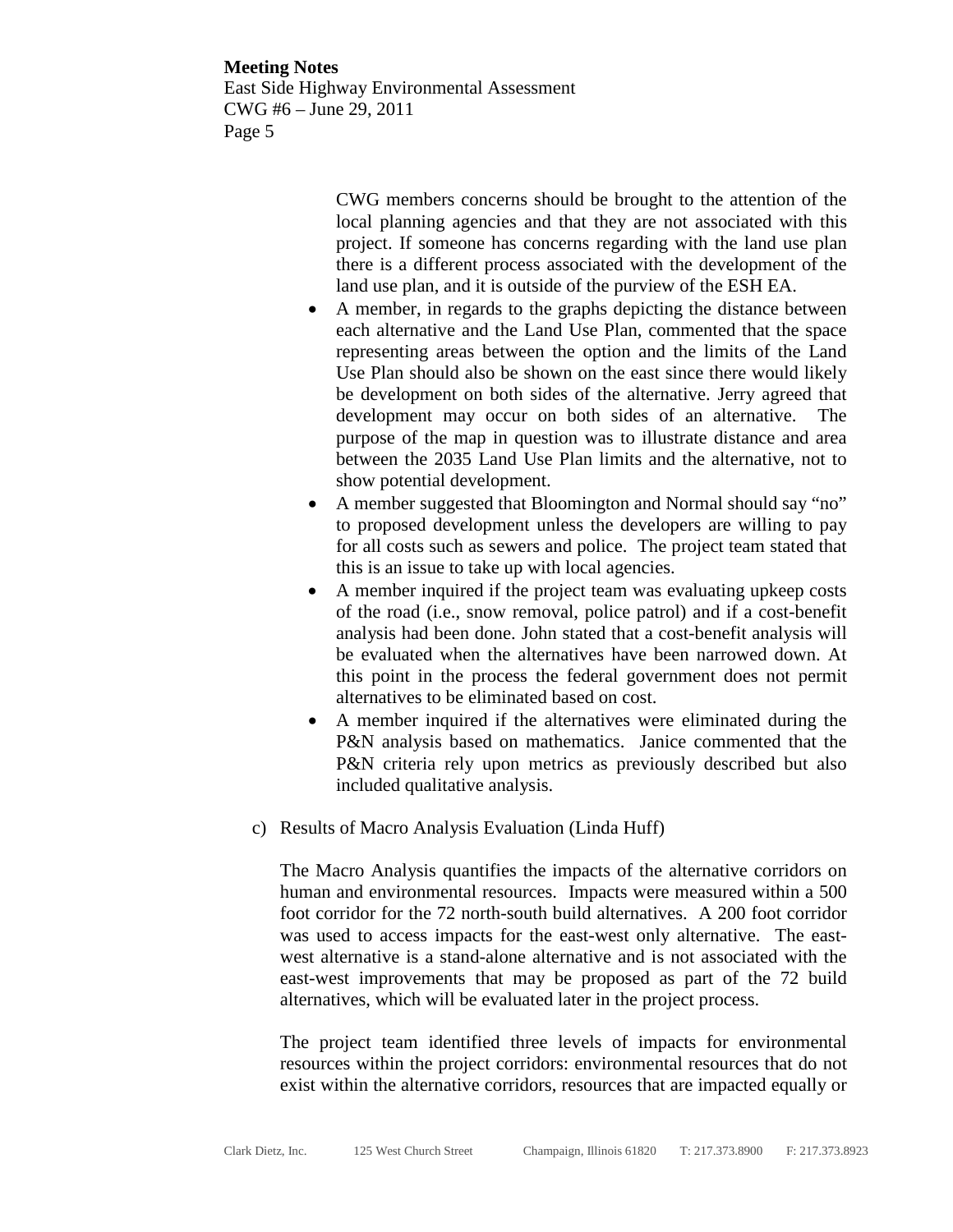CWG members concerns should be brought to the attention of the local planning agencies and that they are not associated with this project. If someone has concerns regarding with the land use plan there is a different process associated with the development of the land use plan, and it is outside of the purview of the ESH EA.

- A member, in regards to the graphs depicting the distance between each alternative and the Land Use Plan, commented that the space representing areas between the option and the limits of the Land Use Plan should also be shown on the east since there would likely be development on both sides of the alternative. Jerry agreed that development may occur on both sides of an alternative. The purpose of the map in question was to illustrate distance and area between the 2035 Land Use Plan limits and the alternative, not to show potential development.
- A member suggested that Bloomington and Normal should say "no" to proposed development unless the developers are willing to pay for all costs such as sewers and police. The project team stated that this is an issue to take up with local agencies.
- A member inquired if the project team was evaluating upkeep costs of the road (i.e., snow removal, police patrol) and if a cost-benefit analysis had been done. John stated that a cost-benefit analysis will be evaluated when the alternatives have been narrowed down. At this point in the process the federal government does not permit alternatives to be eliminated based on cost.
- A member inquired if the alternatives were eliminated during the P&N analysis based on mathematics. Janice commented that the P&N criteria rely upon metrics as previously described but also included qualitative analysis.

c) Results of Macro Analysis Evaluation (Linda Huff)

The Macro Analysis quantifies the impacts of the alternative corridors on human and environmental resources. Impacts were measured within a 500 foot corridor for the 72 north-south build alternatives. A 200 foot corridor was used to access impacts for the east-west only alternative. The east-west alternative is a stand-alone alternative and is not associated with the east-west improvements that may be proposed as part of the 72 build alternatives, which will be evaluated later in the project process.

The project team identified three levels of impacts for environmental resources within the project corridors: environmental resources that do not exist within the alternative corridors, resources that are impacted equally or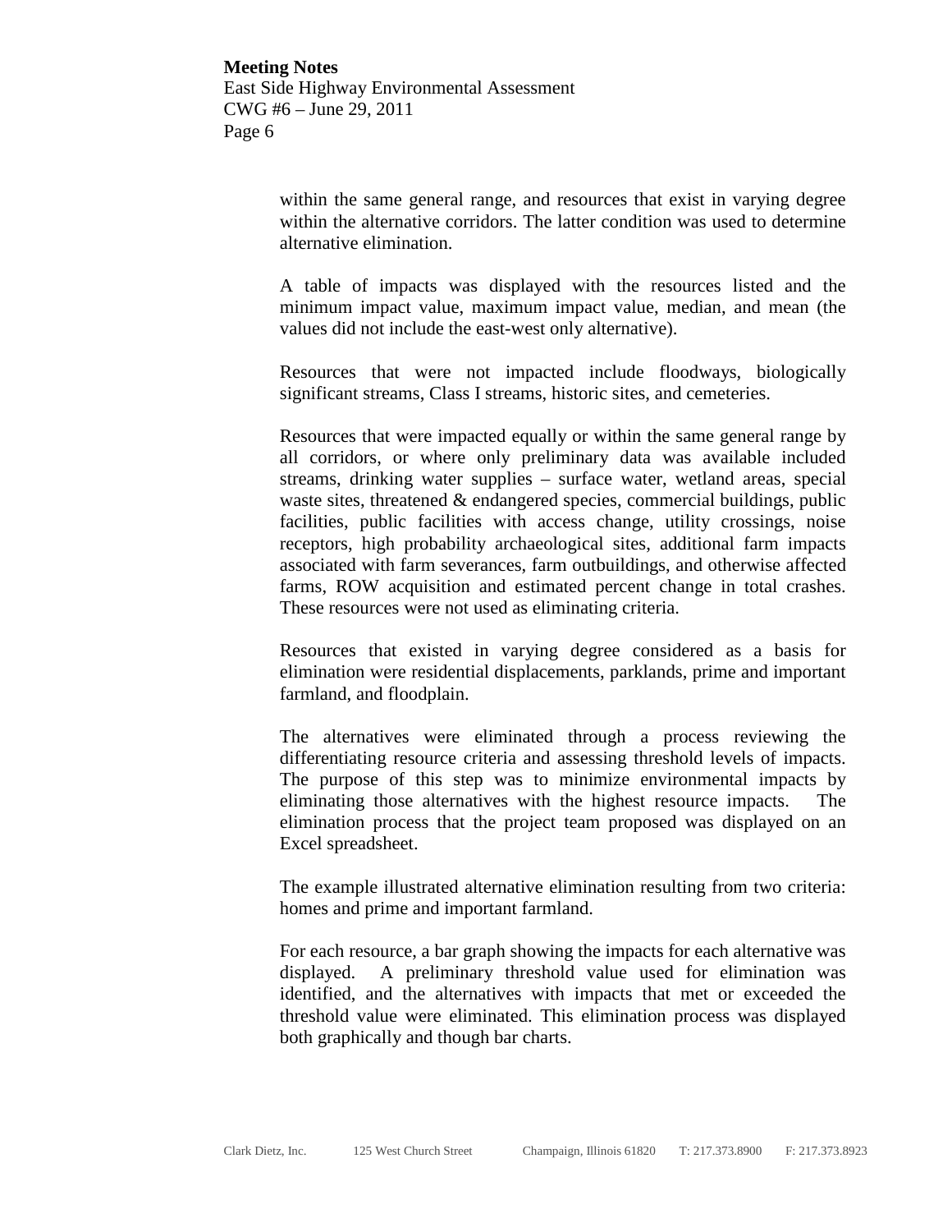within the same general range, and resources that exist in varying degree within the alternative corridors. The latter condition was used to determine alternative elimination.

A table of impacts was displayed with the resources listed and the minimum impact value, maximum impact value, median, and mean (the values did not include the east-west only alternative).

Resources that were not impacted include floodways, biologically significant streams, Class I streams, historic sites, and cemeteries.

Resources that were impacted equally or within the same general range by all corridors, or where only preliminary data was available included streams, drinking water supplies – surface water, wetland areas, special waste sites, threatened & endangered species, commercial buildings, public facilities, public facilities with access change, utility crossings, noise receptors, high probability archaeological sites, additional farm impacts associated with farm severances, farm outbuildings, and otherwise affected farms, ROW acquisition and estimated percent change in total crashes. These resources were not used as eliminating criteria.

Resources that existed in varying degree considered as a basis for elimination were residential displacements, parklands, prime and important farmland, and floodplain.

The alternatives were eliminated through a process reviewing the differentiating resource criteria and assessing threshold levels of impacts. The purpose of this step was to minimize environmental impacts by eliminating those alternatives with the highest resource impacts. The elimination process that the project team proposed was displayed on an Excel spreadsheet.

The example illustrated alternative elimination resulting from two criteria: homes and prime and important farmland.

For each resource, a bar graph showing the impacts for each alternative was displayed. A preliminary threshold value used for elimination was identified, and the alternatives with impacts that met or exceeded the threshold value were eliminated. This elimination process was displayed both graphically and though bar charts.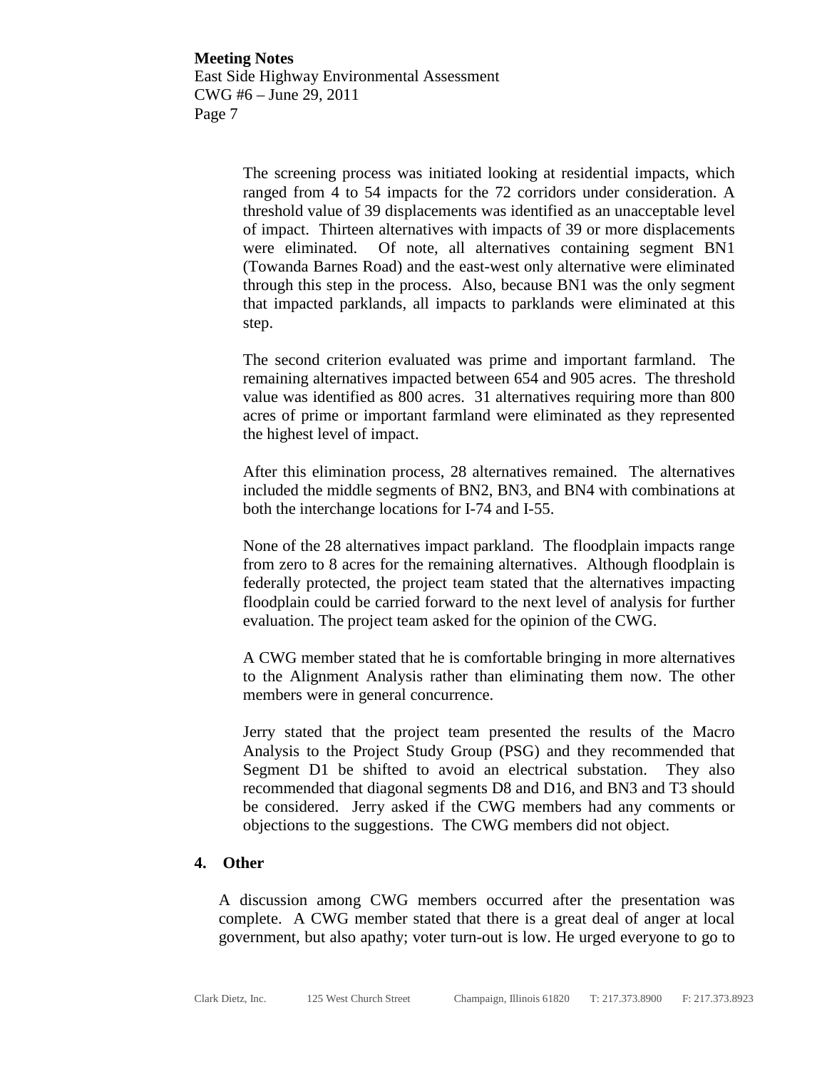The screening process was initiated looking at residential impacts, which ranged from 4 to 54 impacts for the 72 corridors under consideration. A threshold value of 39 displacements was identified as an unacceptable level of impact. Thirteen alternatives with impacts of 39 or more displacements were eliminated. Of note, all alternatives containing segment BN1 (Towanda Barnes Road) and the east-west only alternative were eliminated through this step in the process. Also, because BN1 was the only segment that impacted parklands, all impacts to parklands were eliminated at this step.

The second criterion evaluated was prime and important farmland. The remaining alternatives impacted between 654 and 905 acres. The threshold value was identified as 800 acres. 31 alternatives requiring more than 800 acres of prime or important farmland were eliminated as they represented the highest level of impact.

After this elimination process, 28 alternatives remained. The alternatives included the middle segments of BN2, BN3, and BN4 with combinations at both the interchange locations for I-74 and I-55.

None of the 28 alternatives impact parkland. The floodplain impacts range from zero to 8 acres for the remaining alternatives. Although floodplain is federally protected, the project team stated that the alternatives impacting floodplain could be carried forward to the next level of analysis for further evaluation. The project team asked for the opinion of the CWG.

A CWG member stated that he is comfortable bringing in more alternatives to the Alignment Analysis rather than eliminating them now. The other members were in general concurrence.

Jerry stated that the project team presented the results of the Macro Analysis to the Project Study Group (PSG) and they recommended that Segment D1 be shifted to avoid an electrical substation. They also recommended that diagonal segments D8 and D16, and BN3 and T3 should be considered. Jerry asked if the CWG members had any comments or objections to the suggestions. The CWG members did not object.

## 4. Other

A discussion among CWG members occurred after the presentation was complete. A CWG member stated that there is a great deal of anger at local government, but also apathy; voter turn-out is low. He urged everyone to go to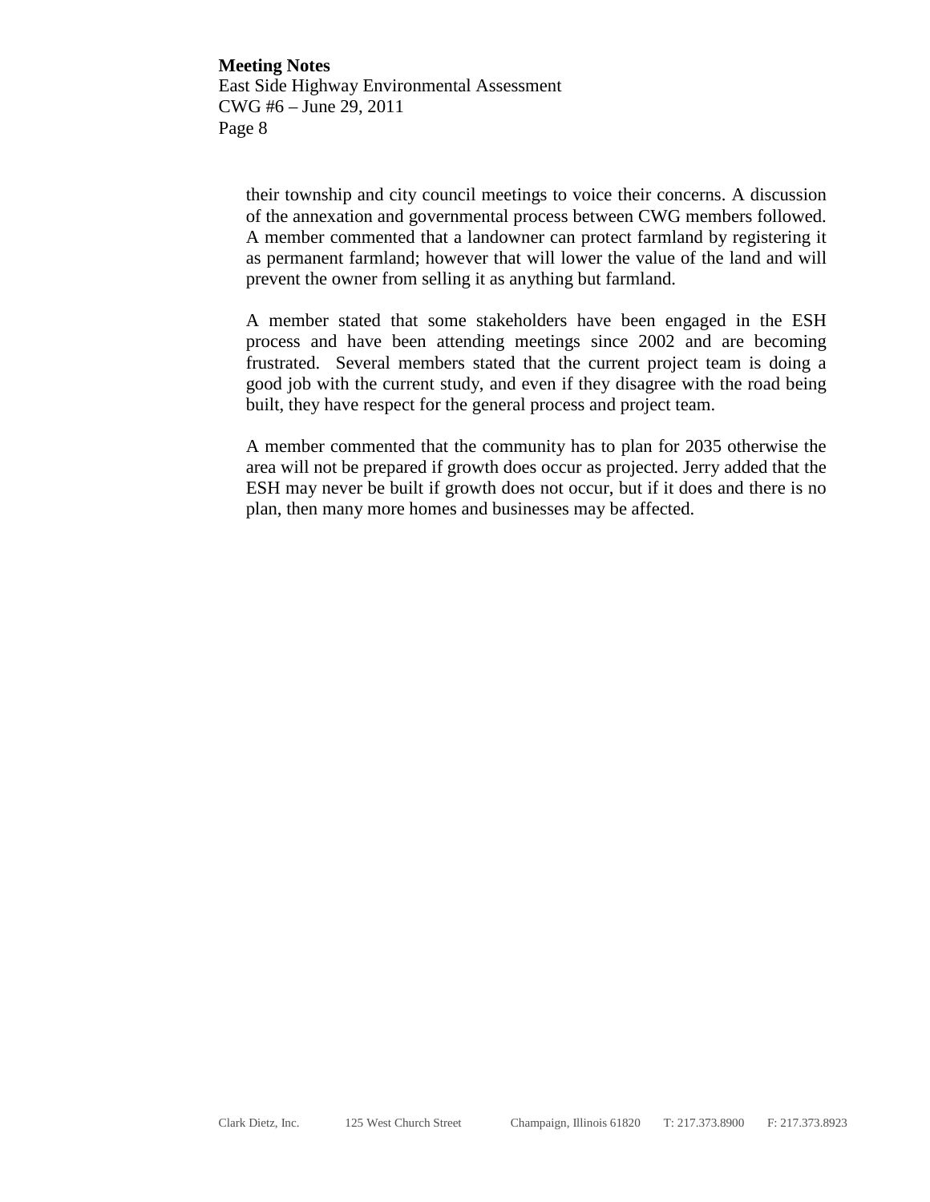their township and city council meetings to voice their concerns. A discussion of the annexation and governmental process between CWG members followed. A member commented that a landowner can protect farmland by registering it as permanent farmland; however that will lower the value of the land and will prevent the owner from selling it as anything but farmland.

A member stated that some stakeholders have been engaged in the ESH process and have been attending meetings since 2002 and are becoming frustrated. Several members stated that the current project team is doing a good job with the current study, and even if they disagree with the road being built, they have respect for the general process and project team.

A member commented that the community has to plan for 2035 otherwise the area will not be prepared if growth does occur as projected. Jerry added that the ESH may never be built if growth does not occur, but if it does and there is no plan, then many more homes and businesses may be affected.